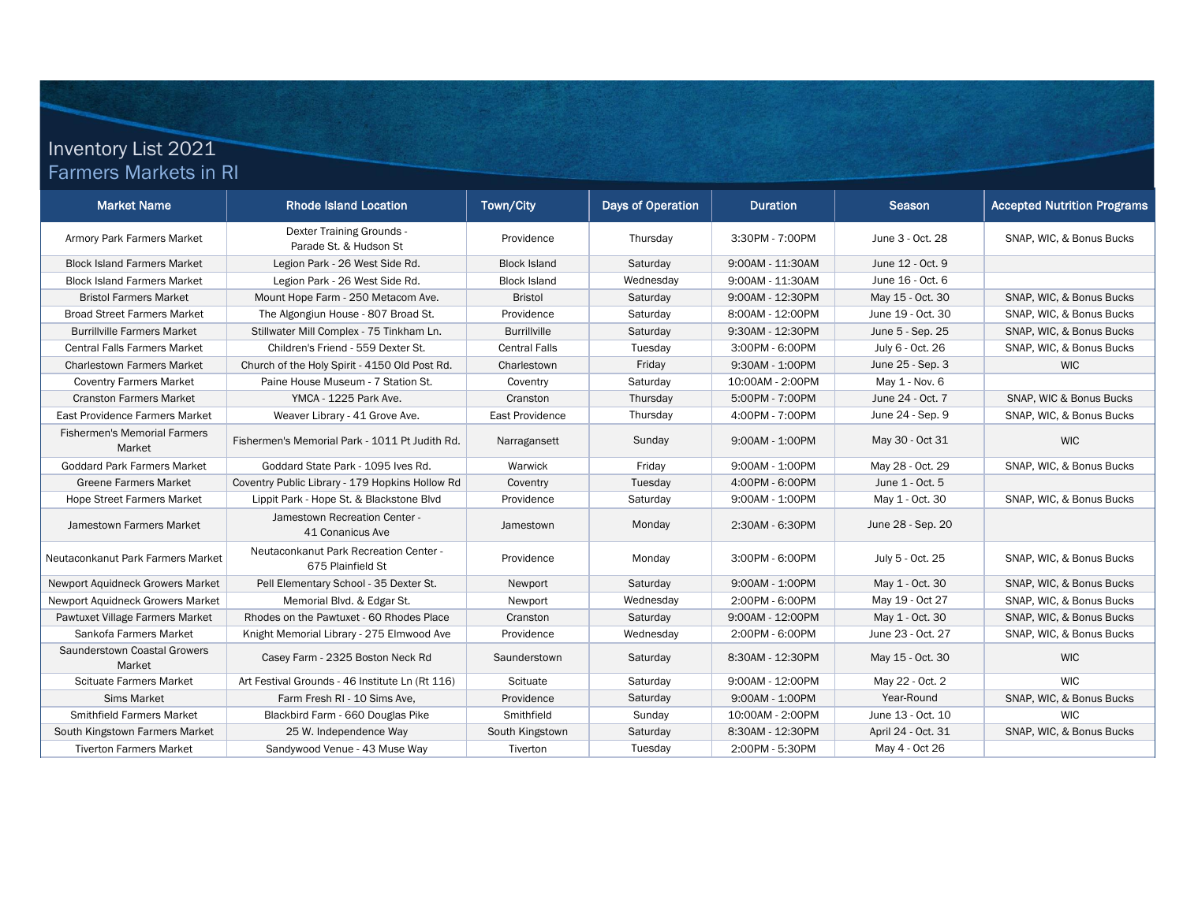# Inventory List 2021
## Farmers Markets in RI

| Market Name | Rhode Island Location | Town/City | Days of Operation | Duration | Season | Accepted Nutrition Programs |
|---|---|---|---|---|---|---|
| Armory Park Farmers Market | Dexter Training Grounds - Parade St. & Hudson St | Providence | Thursday | 3:30PM - 7:00PM | June 3 - Oct. 28 | SNAP, WIC, & Bonus Bucks |
| Block Island Farmers Market | Legion Park - 26 West Side Rd. | Block Island | Saturday | 9:00AM - 11:30AM | June 12 - Oct. 9 | |
| Block Island Farmers Market | Legion Park - 26 West Side Rd. | Block Island | Wednesday | 9:00AM - 11:30AM | June 16 - Oct. 6 | |
| Bristol Farmers Market | Mount Hope Farm - 250 Metacom Ave. | Bristol | Saturday | 9:00AM - 12:30PM | May 15 - Oct. 30 | SNAP, WIC, & Bonus Bucks |
| Broad Street Farmers Market | The Algongiun House - 807 Broad St. | Providence | Saturday | 8:00AM - 12:00PM | June 19 - Oct. 30 | SNAP, WIC, & Bonus Bucks |
| Burrillville Farmers Market | Stillwater Mill Complex - 75 Tinkham Ln. | Burrillville | Saturday | 9:30AM - 12:30PM | June 5 - Sep. 25 | SNAP, WIC, & Bonus Bucks |
| Central Falls Farmers Market | Children's Friend - 559 Dexter St. | Central Falls | Tuesday | 3:00PM - 6:00PM | July 6 - Oct. 26 | SNAP, WIC, & Bonus Bucks |
| Charlestown Farmers Market | Church of the Holy Spirit - 4150 Old Post Rd. | Charlestown | Friday | 9:30AM - 1:00PM | June 25 - Sep. 3 | WIC |
| Coventry Farmers Market | Paine House Museum - 7 Station St. | Coventry | Saturday | 10:00AM - 2:00PM | May 1 - Nov. 6 | |
| Cranston Farmers Market | YMCA - 1225 Park Ave. | Cranston | Thursday | 5:00PM - 7:00PM | June 24 - Oct. 7 | SNAP, WIC & Bonus Bucks |
| East Providence Farmers Market | Weaver Library - 41 Grove Ave. | East Providence | Thursday | 4:00PM - 7:00PM | June 24 - Sep. 9 | SNAP, WIC, & Bonus Bucks |
| Fishermen's Memorial Farmers Market | Fishermen's Memorial Park - 1011 Pt Judith Rd. | Narragansett | Sunday | 9:00AM - 1:00PM | May 30 - Oct 31 | WIC |
| Goddard Park Farmers Market | Goddard State Park - 1095 Ives Rd. | Warwick | Friday | 9:00AM - 1:00PM | May 28 - Oct. 29 | SNAP, WIC, & Bonus Bucks |
| Greene Farmers Market | Coventry Public Library - 179 Hopkins Hollow Rd | Coventry | Tuesday | 4:00PM - 6:00PM | June 1 - Oct. 5 | |
| Hope Street Farmers Market | Lippit Park - Hope St. & Blackstone Blvd | Providence | Saturday | 9:00AM - 1:00PM | May 1 - Oct. 30 | SNAP, WIC, & Bonus Bucks |
| Jamestown Farmers Market | Jamestown Recreation Center - 41 Conanicus Ave | Jamestown | Monday | 2:30AM - 6:30PM | June 28 - Sep. 20 | |
| Neutaconkanut Park Farmers Market | Neutaconkanut Park Recreation Center - 675 Plainfield St | Providence | Monday | 3:00PM - 6:00PM | July 5 - Oct. 25 | SNAP, WIC, & Bonus Bucks |
| Newport Aquidneck Growers Market | Pell Elementary School - 35 Dexter St. | Newport | Saturday | 9:00AM - 1:00PM | May 1 - Oct. 30 | SNAP, WIC, & Bonus Bucks |
| Newport Aquidneck Growers Market | Memorial Blvd. & Edgar St. | Newport | Wednesday | 2:00PM - 6:00PM | May 19 - Oct 27 | SNAP, WIC, & Bonus Bucks |
| Pawtuxet Village Farmers Market | Rhodes on the Pawtuxet - 60 Rhodes Place | Cranston | Saturday | 9:00AM - 12:00PM | May 1 - Oct. 30 | SNAP, WIC, & Bonus Bucks |
| Sankofa Farmers Market | Knight Memorial Library - 275 Elmwood Ave | Providence | Wednesday | 2:00PM - 6:00PM | June 23 - Oct. 27 | SNAP, WIC, & Bonus Bucks |
| Saunderstown Coastal Growers Market | Casey Farm - 2325 Boston Neck Rd | Saunderstown | Saturday | 8:30AM - 12:30PM | May 15 - Oct. 30 | WIC |
| Scituate Farmers Market | Art Festival Grounds - 46 Institute Ln (Rt 116) | Scituate | Saturday | 9:00AM - 12:00PM | May 22 - Oct. 2 | WIC |
| Sims Market | Farm Fresh RI - 10 Sims Ave, | Providence | Saturday | 9:00AM - 1:00PM | Year-Round | SNAP, WIC, & Bonus Bucks |
| Smithfield Farmers Market | Blackbird Farm - 660 Douglas Pike | Smithfield | Sunday | 10:00AM - 2:00PM | June 13 - Oct. 10 | WIC |
| South Kingstown Farmers Market | 25 W. Independence Way | South Kingstown | Saturday | 8:30AM - 12:30PM | April 24 - Oct. 31 | SNAP, WIC, & Bonus Bucks |
| Tiverton Farmers Market | Sandywood Venue - 43 Muse Way | Tiverton | Tuesday | 2:00PM - 5:30PM | May 4 - Oct 26 | |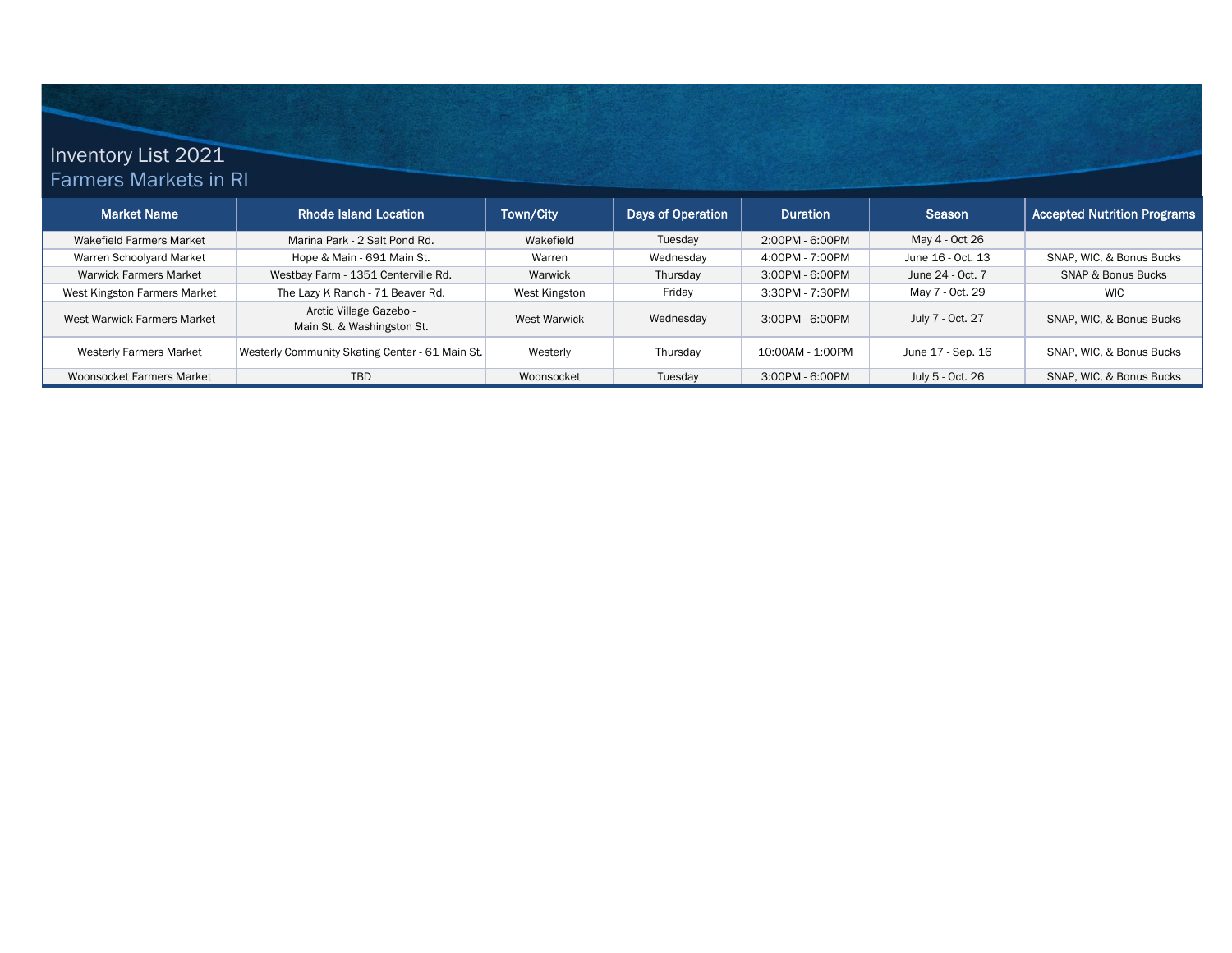Inventory List 2021
Farmers Markets in RI

| Market Name | Rhode Island Location | Town/City | Days of Operation | Duration | Season | Accepted Nutrition Programs |
|---|---|---|---|---|---|---|
| Wakefield Farmers Market | Marina Park - 2 Salt Pond Rd. | Wakefield | Tuesday | 2:00PM - 6:00PM | May 4 - Oct 26 | |
| Warren Schoolyard Market | Hope & Main - 691 Main St. | Warren | Wednesday | 4:00PM - 7:00PM | June 16 - Oct. 13 | SNAP, WIC, & Bonus Bucks |
| Warwick Farmers Market | Westbay Farm - 1351 Centerville Rd. | Warwick | Thursday | 3:00PM - 6:00PM | June 24 - Oct. 7 | SNAP & Bonus Bucks |
| West Kingston Farmers Market | The Lazy K Ranch - 71 Beaver Rd. | West Kingston | Friday | 3:30PM - 7:30PM | May 7 - Oct. 29 | WIC |
| West Warwick Farmers Market | Arctic Village Gazebo - Main St. & Washingston St. | West Warwick | Wednesday | 3:00PM - 6:00PM | July 7 - Oct. 27 | SNAP, WIC, & Bonus Bucks |
| Westerly Farmers Market | Westerly Community Skating Center - 61 Main St. | Westerly | Thursday | 10:00AM - 1:00PM | June 17 - Sep. 16 | SNAP, WIC, & Bonus Bucks |
| Woonsocket Farmers Market | TBD | Woonsocket | Tuesday | 3:00PM - 6:00PM | July 5 - Oct. 26 | SNAP, WIC, & Bonus Bucks |